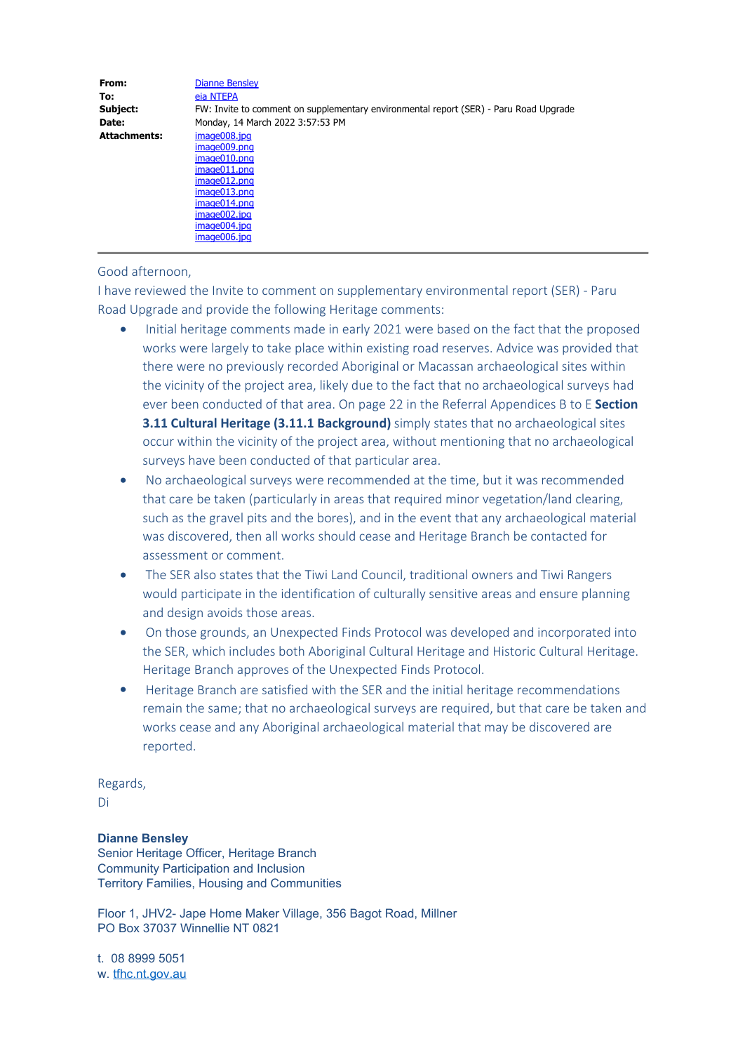| | |
|---|---|
| **From:** | Dianne Bensley |
| **To:** | eia NTEPA |
| **Subject:** | FW: Invite to comment on supplementary environmental report (SER) - Paru Road Upgrade |
| **Date:** | Monday, 14 March 2022 3:57:53 PM |
| **Attachments:** | image008.jpg<br>image009.png<br>image010.png<br>image011.png<br>image012.png<br>image013.png<br>image014.png<br>image002.jpg<br>image004.jpg<br>image006.jpg |

---

Good afternoon,

I have reviewed the Invite to comment on supplementary environmental report (SER) - Paru Road Upgrade and provide the following Heritage comments:

- Initial heritage comments made in early 2021 were based on the fact that the proposed works were largely to take place within existing road reserves. Advice was provided that there were no previously recorded Aboriginal or Macassan archaeological sites within the vicinity of the project area, likely due to the fact that no archaeological surveys had ever been conducted of that area. On page 22 in the Referral Appendices B to E **Section 3.11 Cultural Heritage (3.11.1 Background)** simply states that no archaeological sites occur within the vicinity of the project area, without mentioning that no archaeological surveys have been conducted of that particular area.
- No archaeological surveys were recommended at the time, but it was recommended that care be taken (particularly in areas that required minor vegetation/land clearing, such as the gravel pits and the bores), and in the event that any archaeological material was discovered, then all works should cease and Heritage Branch be contacted for assessment or comment.
- The SER also states that the Tiwi Land Council, traditional owners and Tiwi Rangers would participate in the identification of culturally sensitive areas and ensure planning and design avoids those areas.
- On those grounds, an Unexpected Finds Protocol was developed and incorporated into the SER, which includes both Aboriginal Cultural Heritage and Historic Cultural Heritage. Heritage Branch approves of the Unexpected Finds Protocol.
- Heritage Branch are satisfied with the SER and the initial heritage recommendations remain the same; that no archaeological surveys are required, but that care be taken and works cease and any Aboriginal archaeological material that may be discovered are reported.

Regards,
Di

**Dianne Bensley**
Senior Heritage Officer, Heritage Branch
Community Participation and Inclusion
Territory Families, Housing and Communities

Floor 1, JHV2- Jape Home Maker Village, 356 Bagot Road, Millner
PO Box 37037 Winnellie NT 0821

t. 08 8999 5051
w. tfhc.nt.gov.au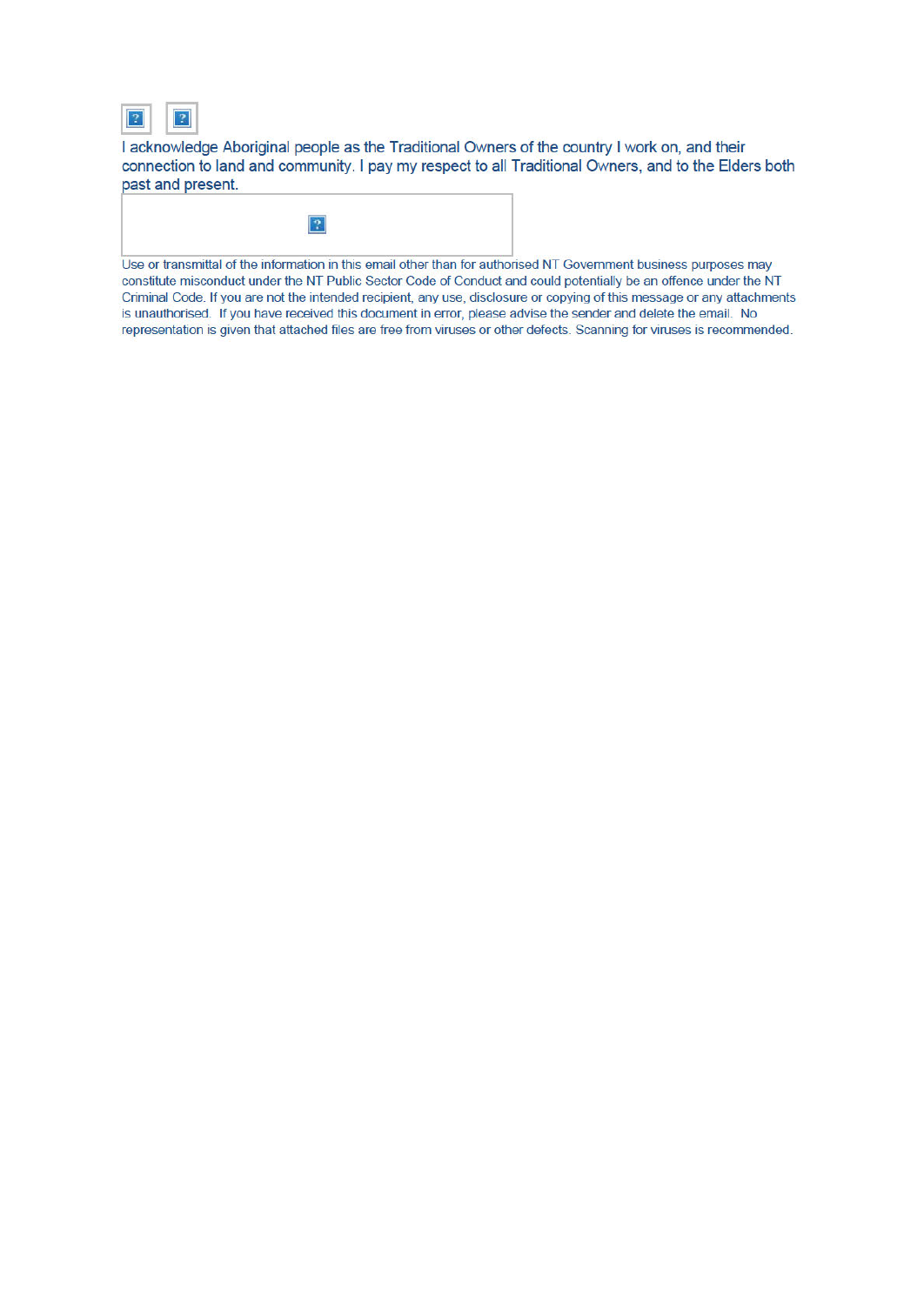I acknowledge Aboriginal people as the Traditional Owners of the country I work on, and their connection to land and community. I pay my respect to all Traditional Owners, and to the Elders both past and present.

Use or transmittal of the information in this email other than for authorised NT Government business purposes may constitute misconduct under the NT Public Sector Code of Conduct and could potentially be an offence under the NT Criminal Code. If you are not the intended recipient, any use, disclosure or copying of this message or any attachments is unauthorised. If you have received this document in error, please advise the sender and delete the email. No representation is given that attached files are free from viruses or other defects. Scanning for viruses is recommended.